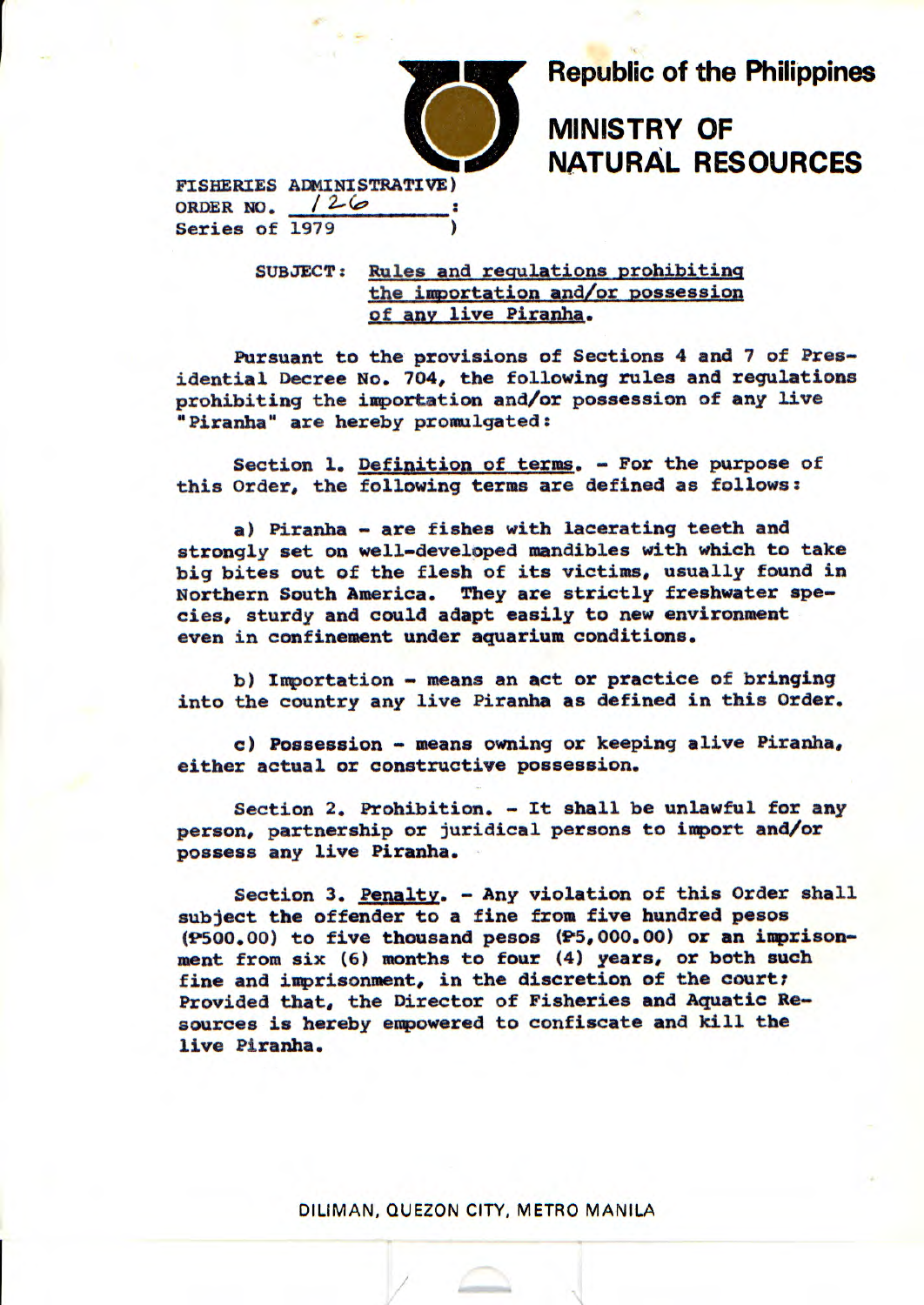# Republic of the Philippines

# MINISTRY OF NATURAL RESOURCES

FISHERIES ADMINISTRATIVE)
ORDER NO. 126 :
Series of 1979 )

SUBJECT: Rules and regulations prohibiting the importation and/or possession of any live Piranha.

Pursuant to the provisions of Sections 4 and 7 of Presidential Decree No. 704, the following rules and regulations prohibiting the importation and/or possession of any live "Piranha" are hereby promulgated:

Section 1. Definition of terms. - For the purpose of this Order, the following terms are defined as follows:

a) Piranha - are fishes with lacerating teeth and strongly set on well-developed mandibles with which to take big bites out of the flesh of its victims, usually found in Northern South America. They are strictly freshwater species, sturdy and could adapt easily to new environment even in confinement under aquarium conditions.

b) Importation - means an act or practice of bringing into the country any live Piranha as defined in this Order.

c) Possession - means owning or keeping alive Piranha, either actual or constructive possession.

Section 2. Prohibition. - It shall be unlawful for any person, partnership or juridical persons to import and/or possess any live Piranha.

Section 3. Penalty. - Any violation of this Order shall subject the offender to a fine from five hundred pesos (₱500.00) to five thousand pesos (₱5,000.00) or an imprisonment from six (6) months to four (4) years, or both such fine and imprisonment, in the discretion of the court; Provided that, the Director of Fisheries and Aquatic Resources is hereby empowered to confiscate and kill the live Piranha.

DILIMAN, QUEZON CITY, METRO MANILA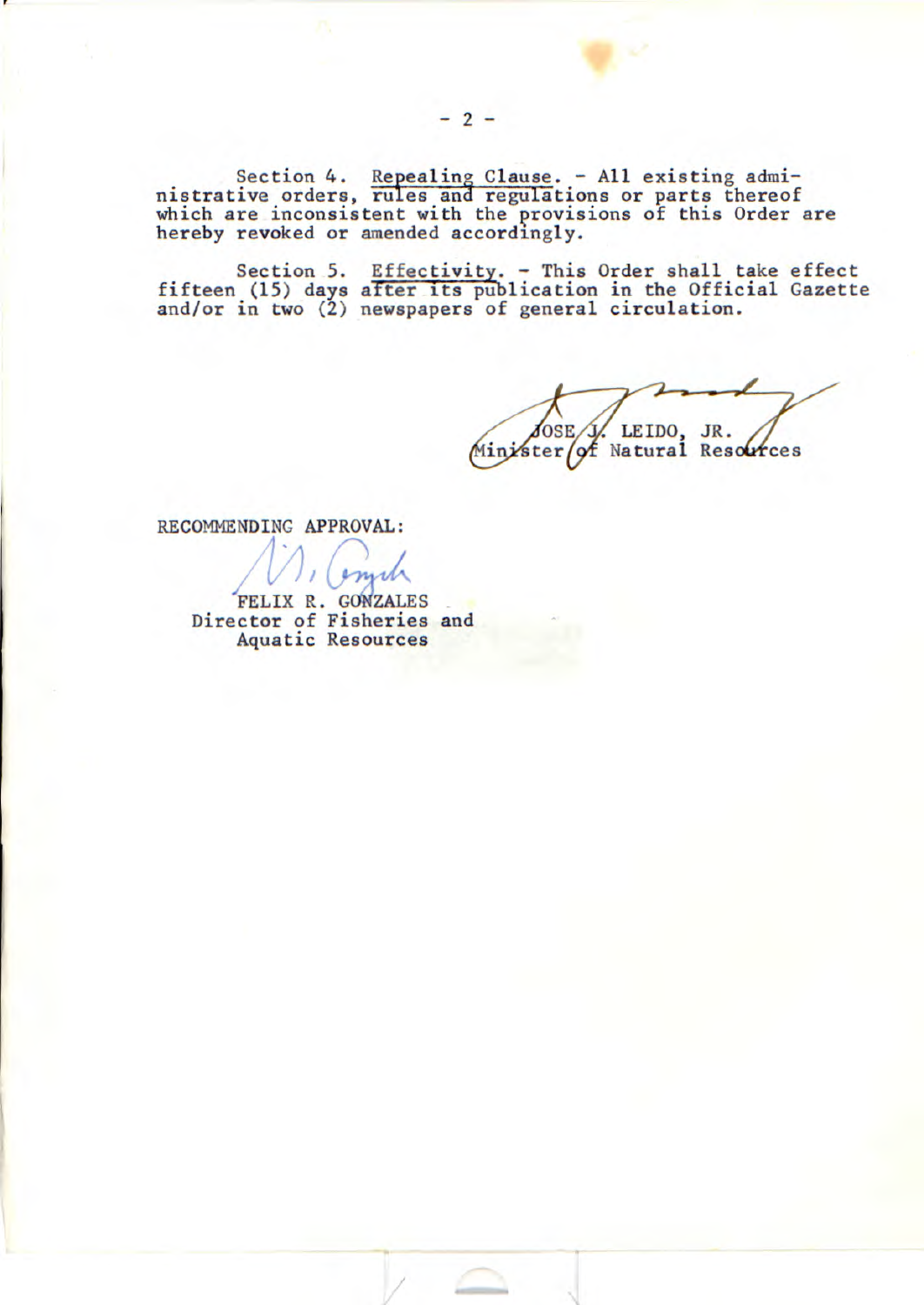Section 4. Repealing Clause. - All existing administrative orders, rules and regulations or parts thereof which are inconsistent with the provisions of this Order are hereby revoked or amended accordingly.

Section 5. Effectivity. - This Order shall take effect fifteen (15) days after its publication in the Official Gazette and/or in two (2) newspapers of general circulation.

JOSE J. LEIDO, JR.
Minister of Natural Resources

RECOMMENDING APPROVAL:

FELIX R. GONZALES
Director of Fisheries and Aquatic Resources